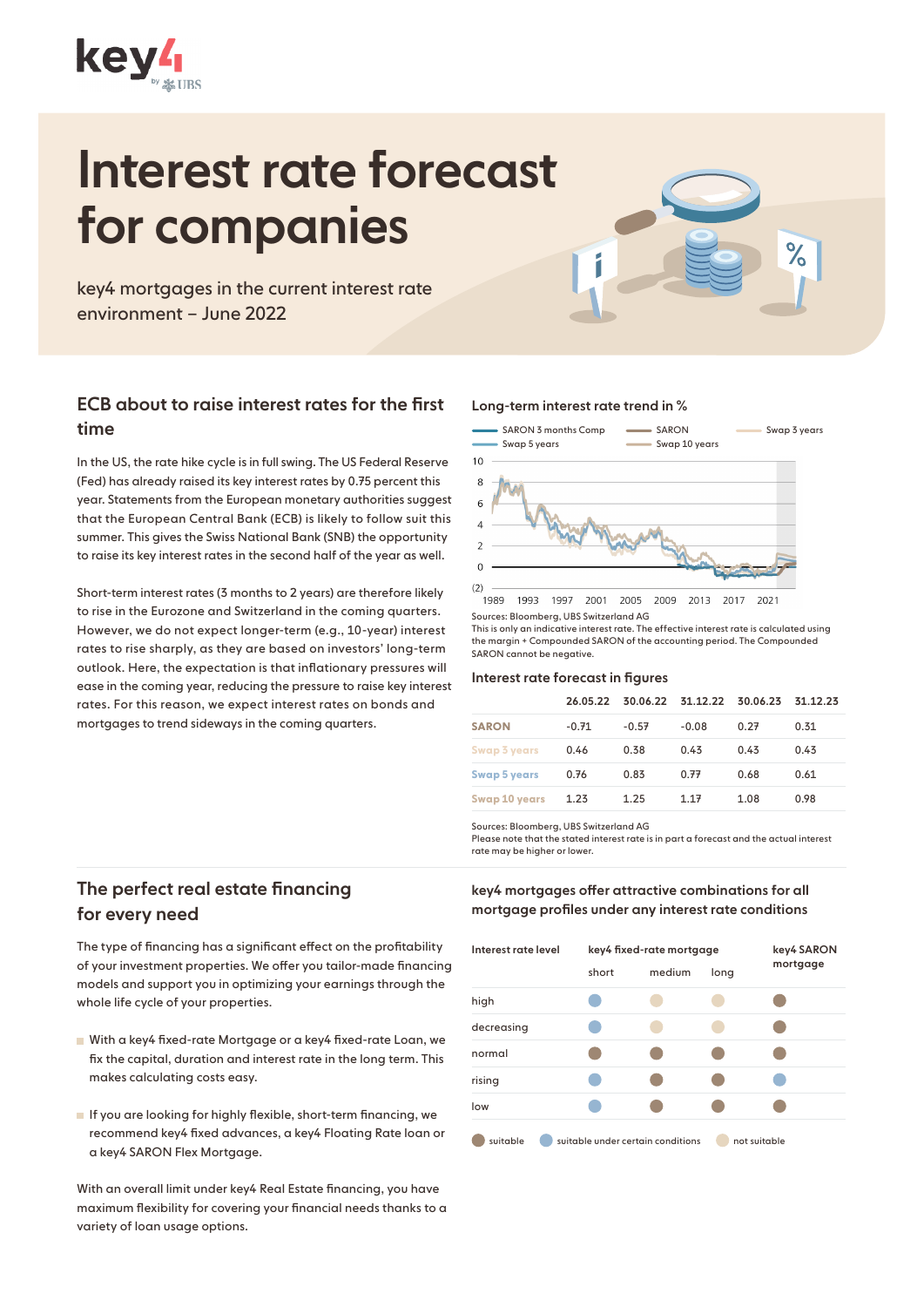# Interest rate forecast for companies

key4 mortgages in the current interest rate environment – June 2022

## ECB about to raise interest rates for the first time

In the US, the rate hike cycle is in full swing. The US Federal Reserve (Fed) has already raised its key interest rates by 0.75 percent this year. Statements from the European monetary authorities suggest that the European Central Bank (ECB) is likely to follow suit this summer. This gives the Swiss National Bank (SNB) the opportunity to raise its key interest rates in the second half of the year as well.

Short-term interest rates (3 months to 2 years) are therefore likely to rise in the Eurozone and Switzerland in the coming quarters. However, we do not expect longer-term (e.g., 10-year) interest rates to rise sharply, as they are based on investors' long-term outlook. Here, the expectation is that inflationary pressures will ease in the coming year, reducing the pressure to raise key interest rates. For this reason, we expect interest rates on bonds and mortgages to trend sideways in the coming quarters.

### Long-term interest rate trend in %

SARON 3 months Comp, SARON, Swap 3 years, Swap 5 years, Swap 10 years

Sources: Bloomberg, UBS Switzerland AG
This is only an indicative interest rate. The effective interest rate is calculated using the margin + Compounded SARON of the accounting period. The Compounded SARON cannot be negative.

### Interest rate forecast in figures

| | 26.05.22 | 30.06.22 | 31.12.22 | 30.06.23 | 31.12.23 |
|---|---|---|---|---|---|
| **SARON** | -0.71 | -0.57 | -0.08 | 0.27 | 0.31 |
| **Swap 3 years** | 0.46 | 0.38 | 0.43 | 0.43 | 0.43 |
| **Swap 5 years** | 0.76 | 0.83 | 0.77 | 0.68 | 0.61 |
| **Swap 10 years** | 1.23 | 1.25 | 1.17 | 1.08 | 0.98 |

Sources: Bloomberg, UBS Switzerland AG
Please note that the stated interest rate is in part a forecast and the actual interest rate may be higher or lower.

## The perfect real estate financing for every need

The type of financing has a significant effect on the profitability of your investment properties. We offer you tailor-made financing models and support you in optimizing your earnings through the whole life cycle of your properties.

- With a key4 fixed-rate Mortgage or a key4 fixed-rate Loan, we fix the capital, duration and interest rate in the long term. This makes calculating costs easy.
- If you are looking for highly flexible, short-term financing, we recommend key4 fixed advances, a key4 Floating Rate loan or a key4 SARON Flex Mortgage.

With an overall limit under key4 Real Estate financing, you have maximum flexibility for covering your financial needs thanks to a variety of loan usage options.

### key4 mortgages offer attractive combinations for all mortgage profiles under any interest rate conditions

| Interest rate level | key4 fixed-rate mortgage | | | key4 SARON mortgage |
|---|---|---|---|---|
| | short | medium | long | |
| high | suitable under certain conditions | not suitable | not suitable | suitable |
| decreasing | suitable under certain conditions | not suitable | not suitable | suitable |
| normal | suitable | suitable | suitable | suitable |
| rising | suitable under certain conditions | suitable | suitable | suitable under certain conditions |
| low | suitable under certain conditions | suitable | suitable | suitable |

Legend: suitable · suitable under certain conditions · not suitable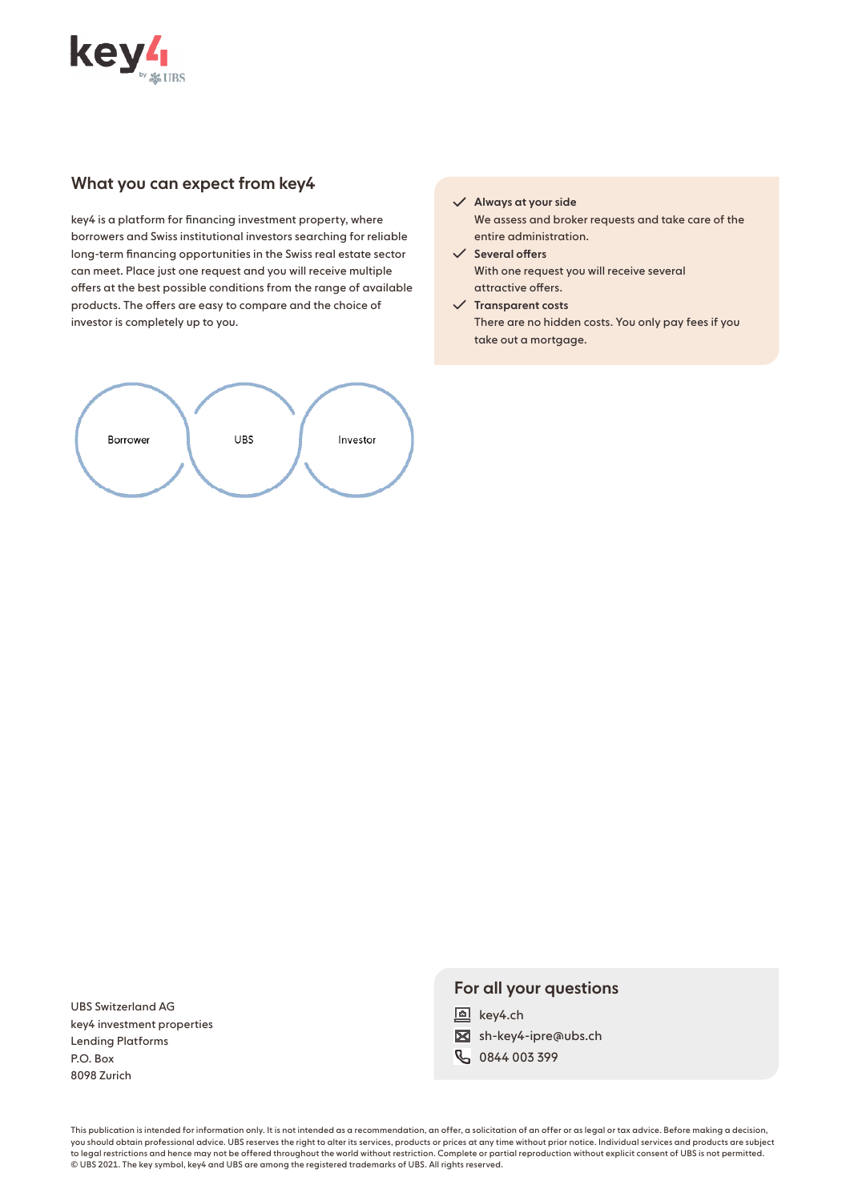## What you can expect from key4

key4 is a platform for financing investment property, where borrowers and Swiss institutional investors searching for reliable long-term financing opportunities in the Swiss real estate sector can meet. Place just one request and you will receive multiple offers at the best possible conditions from the range of available products. The offers are easy to compare and the choice of investor is completely up to you.

- **Always at your side**
  We assess and broker requests and take care of the entire administration.
- **Several offers**
  With one request you will receive several attractive offers.
- **Transparent costs**
  There are no hidden costs. You only pay fees if you take out a mortgage.

Borrower

UBS

Investor

UBS Switzerland AG
key4 investment properties
Lending Platforms
P.O. Box
8098 Zurich

### For all your questions

key4.ch
sh-key4-ipre@ubs.ch
0844 003 399

This publication is intended for information only. It is not intended as a recommendation, an offer, a solicitation of an offer or as legal or tax advice. Before making a decision, you should obtain professional advice. UBS reserves the right to alter its services, products or prices at any time without prior notice. Individual services and products are subject to legal restrictions and hence may not be offered throughout the world without restriction. Complete or partial reproduction without explicit consent of UBS is not permitted.
© UBS 2021. The key symbol, key4 and UBS are among the registered trademarks of UBS. All rights reserved.